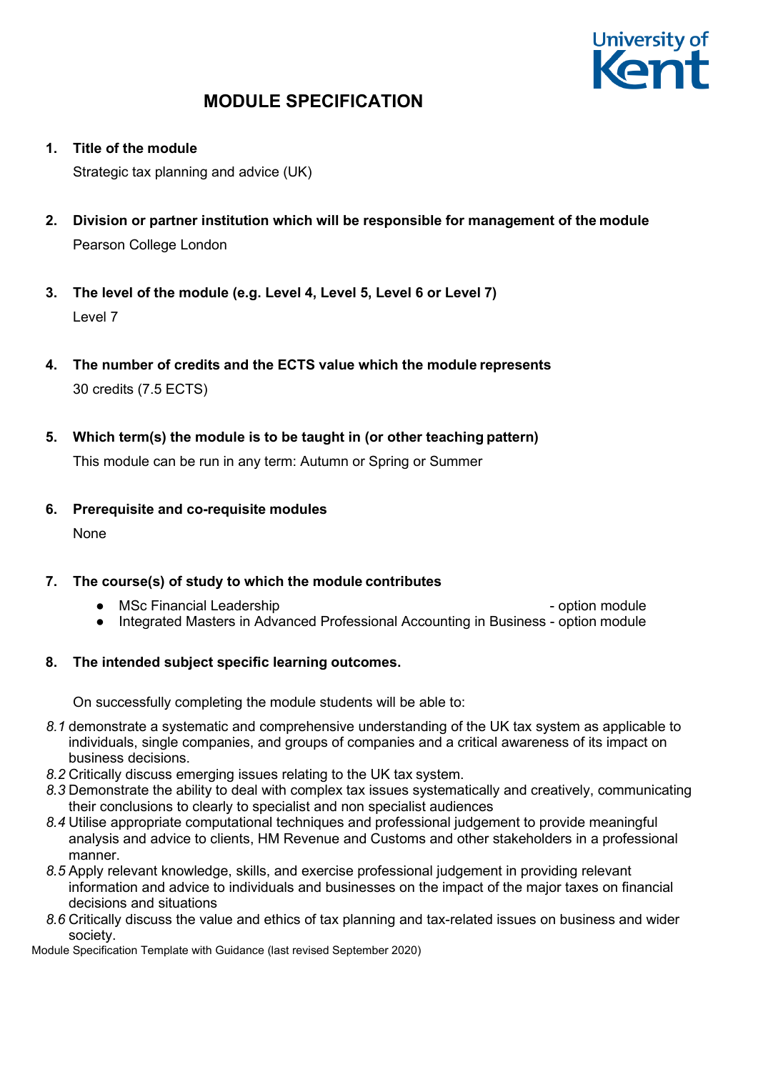# MODULE SPECIFICATION

1. **Title of the module**

   Strategic tax planning and advice (UK)

2. **Division or partner institution which will be responsible for management of the module**

   Pearson College London

3. **The level of the module (e.g. Level 4, Level 5, Level 6 or Level 7)**

   Level 7

4. **The number of credits and the ECTS value which the module represents**

   30 credits (7.5 ECTS)

5. **Which term(s) the module is to be taught in (or other teaching pattern)**

   This module can be run in any term: Autumn or Spring or Summer

6. **Prerequisite and co-requisite modules**

   None

7. **The course(s) of study to which the module contributes**

   - MSc Financial Leadership - option module
   - Integrated Masters in Advanced Professional Accounting in Business - option module

8. **The intended subject specific learning outcomes.**

   On successfully completing the module students will be able to:

*8.1* demonstrate a systematic and comprehensive understanding of the UK tax system as applicable to individuals, single companies, and groups of companies and a critical awareness of its impact on business decisions.

*8.2* Critically discuss emerging issues relating to the UK tax system.

*8.3* Demonstrate the ability to deal with complex tax issues systematically and creatively, communicating their conclusions to clearly to specialist and non specialist audiences

*8.4* Utilise appropriate computational techniques and professional judgement to provide meaningful analysis and advice to clients, HM Revenue and Customs and other stakeholders in a professional manner.

*8.5* Apply relevant knowledge, skills, and exercise professional judgement in providing relevant information and advice to individuals and businesses on the impact of the major taxes on financial decisions and situations

*8.6* Critically discuss the value and ethics of tax planning and tax-related issues on business and wider society.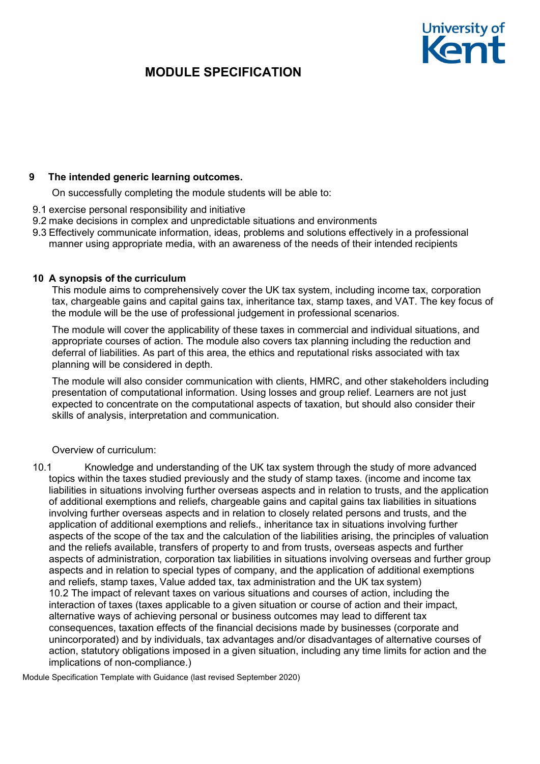## MODULE SPECIFICATION

### 9 The intended generic learning outcomes.

On successfully completing the module students will be able to:

9.1 exercise personal responsibility and initiative
9.2 make decisions in complex and unpredictable situations and environments
9.3 Effectively communicate information, ideas, problems and solutions effectively in a professional manner using appropriate media, with an awareness of the needs of their intended recipients

### 10 A synopsis of the curriculum

This module aims to comprehensively cover the UK tax system, including income tax, corporation tax, chargeable gains and capital gains tax, inheritance tax, stamp taxes, and VAT. The key focus of the module will be the use of professional judgement in professional scenarios.

The module will cover the applicability of these taxes in commercial and individual situations, and appropriate courses of action. The module also covers tax planning including the reduction and deferral of liabilities. As part of this area, the ethics and reputational risks associated with tax planning will be considered in depth.

The module will also consider communication with clients, HMRC, and other stakeholders including presentation of computational information. Using losses and group relief. Learners are not just expected to concentrate on the computational aspects of taxation, but should also consider their skills of analysis, interpretation and communication.

Overview of curriculum:

10.1 Knowledge and understanding of the UK tax system through the study of more advanced topics within the taxes studied previously and the study of stamp taxes. (income and income tax liabilities in situations involving further overseas aspects and in relation to trusts, and the application of additional exemptions and reliefs, chargeable gains and capital gains tax liabilities in situations involving further overseas aspects and in relation to closely related persons and trusts, and the application of additional exemptions and reliefs., inheritance tax in situations involving further aspects of the scope of the tax and the calculation of the liabilities arising, the principles of valuation and the reliefs available, transfers of property to and from trusts, overseas aspects and further aspects of administration, corporation tax liabilities in situations involving overseas and further group aspects and in relation to special types of company, and the application of additional exemptions and reliefs, stamp taxes, Value added tax, tax administration and the UK tax system)

10.2 The impact of relevant taxes on various situations and courses of action, including the interaction of taxes (taxes applicable to a given situation or course of action and their impact, alternative ways of achieving personal or business outcomes may lead to different tax consequences, taxation effects of the financial decisions made by businesses (corporate and unincorporated) and by individuals, tax advantages and/or disadvantages of alternative courses of action, statutory obligations imposed in a given situation, including any time limits for action and the implications of non-compliance.)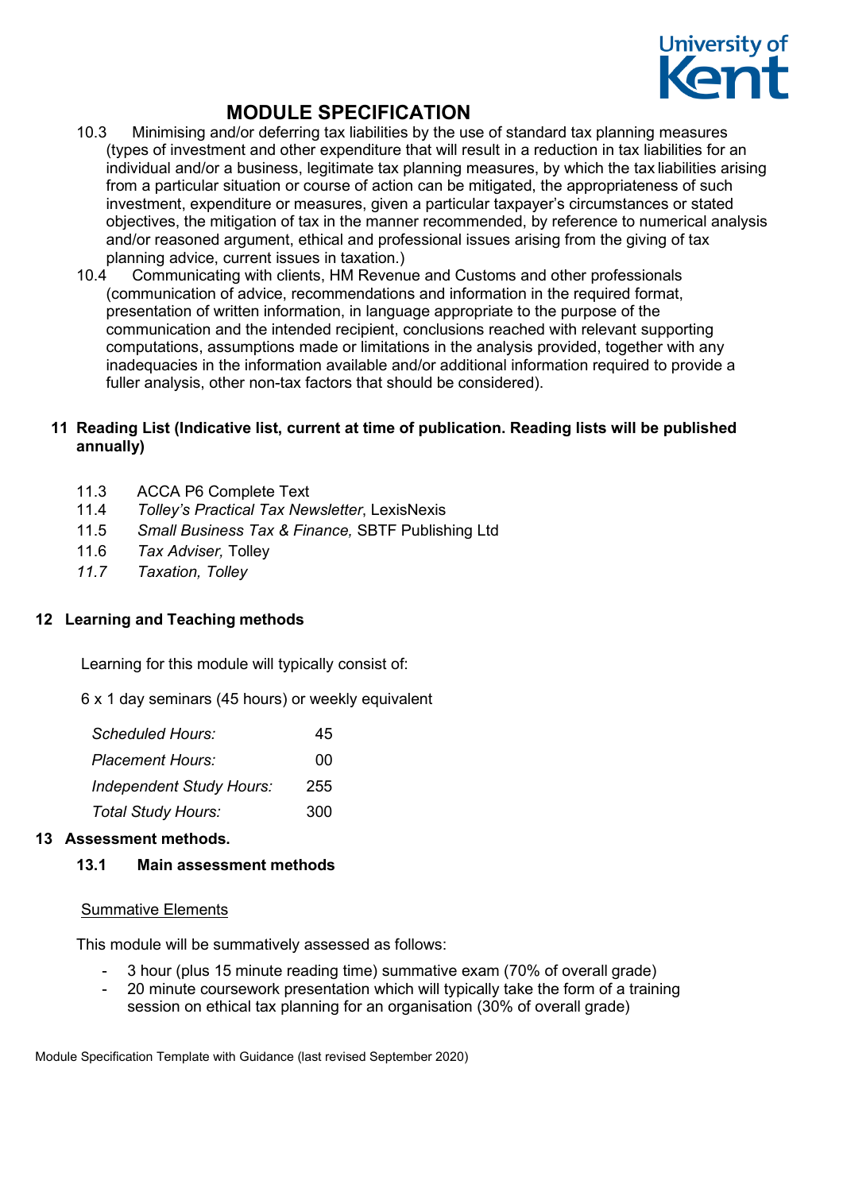10.3 Minimising and/or deferring tax liabilities by the use of standard tax planning measures (types of investment and other expenditure that will result in a reduction in tax liabilities for an individual and/or a business, legitimate tax planning measures, by which the tax liabilities arising from a particular situation or course of action can be mitigated, the appropriateness of such investment, expenditure or measures, given a particular taxpayer's circumstances or stated objectives, the mitigation of tax in the manner recommended, by reference to numerical analysis and/or reasoned argument, ethical and professional issues arising from the giving of tax planning advice, current issues in taxation.)

10.4 Communicating with clients, HM Revenue and Customs and other professionals (communication of advice, recommendations and information in the required format, presentation of written information, in language appropriate to the purpose of the communication and the intended recipient, conclusions reached with relevant supporting computations, assumptions made or limitations in the analysis provided, together with any inadequacies in the information available and/or additional information required to provide a fuller analysis, other non-tax factors that should be considered).

## 11 Reading List (Indicative list, current at time of publication. Reading lists will be published annually)

11.3 ACCA P6 Complete Text
11.4 *Tolley's Practical Tax Newsletter*, LexisNexis
11.5 *Small Business Tax & Finance,* SBTF Publishing Ltd
11.6 *Tax Adviser,* Tolley
*11.7 Taxation, Tolley*

## 12 Learning and Teaching methods

Learning for this module will typically consist of:

6 x 1 day seminars (45 hours) or weekly equivalent

| | |
|---|---|
| *Scheduled Hours:* | 45 |
| *Placement Hours:* | 00 |
| *Independent Study Hours:* | 255 |
| *Total Study Hours:* | 300 |

## 13 Assessment methods.

### 13.1 Main assessment methods

Summative Elements

This module will be summatively assessed as follows:

- 3 hour (plus 15 minute reading time) summative exam (70% of overall grade)
- 20 minute coursework presentation which will typically take the form of a training session on ethical tax planning for an organisation (30% of overall grade)

Module Specification Template with Guidance (last revised September 2020)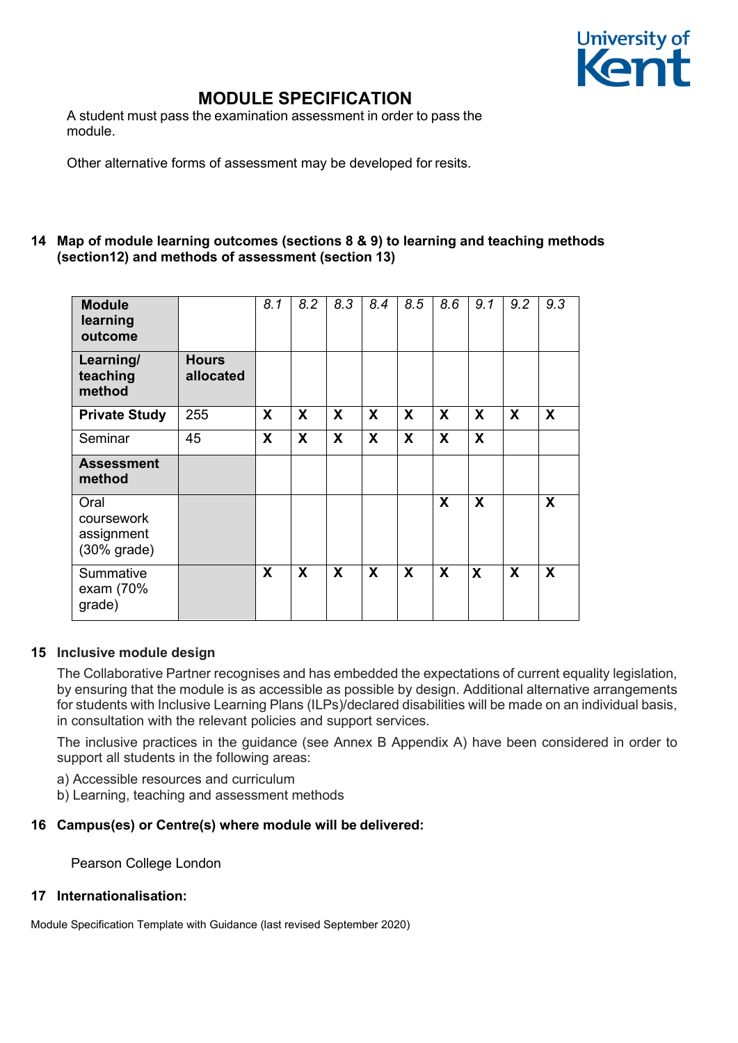# MODULE SPECIFICATION

A student must pass the examination assessment in order to pass the module.

Other alternative forms of assessment may be developed for resits.

## 14 Map of module learning outcomes (sections 8 & 9) to learning and teaching methods (section12) and methods of assessment (section 13)

| **Module learning outcome** | | *8.1* | *8.2* | *8.3* | *8.4* | *8.5* | *8.6* | *9.1* | *9.2* | *9.3* |
|---|---|---|---|---|---|---|---|---|---|---|
| **Learning/ teaching method** | **Hours allocated** | | | | | | | | | |
| **Private Study** | 255 | **X** | **X** | **X** | **X** | **X** | **X** | **X** | **X** | **X** |
| Seminar | 45 | **X** | **X** | **X** | **X** | **X** | **X** | **X** | | |
| **Assessment method** | | | | | | | | | | |
| Oral coursework assignment (30% grade) | | | | | | | **X** | **X** | | **X** |
| Summative exam (70% grade) | | **X** | **X** | **X** | **X** | **X** | **X** | **X** | **X** | **X** |

## 15 Inclusive module design

The Collaborative Partner recognises and has embedded the expectations of current equality legislation, by ensuring that the module is as accessible as possible by design. Additional alternative arrangements for students with Inclusive Learning Plans (ILPs)/declared disabilities will be made on an individual basis, in consultation with the relevant policies and support services.

The inclusive practices in the guidance (see Annex B Appendix A) have been considered in order to support all students in the following areas:

a) Accessible resources and curriculum
b) Learning, teaching and assessment methods

## 16 Campus(es) or Centre(s) where module will be delivered:

Pearson College London

## 17 Internationalisation: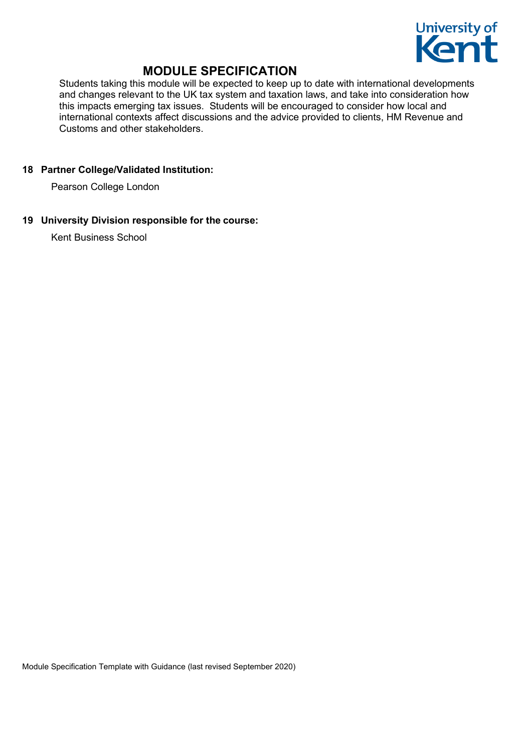Students taking this module will be expected to keep up to date with international developments and changes relevant to the UK tax system and taxation laws, and take into consideration how this impacts emerging tax issues. Students will be encouraged to consider how local and international contexts affect discussions and the advice provided to clients, HM Revenue and Customs and other stakeholders.

**18 Partner College/Validated Institution:**

Pearson College London

**19 University Division responsible for the course:**

Kent Business School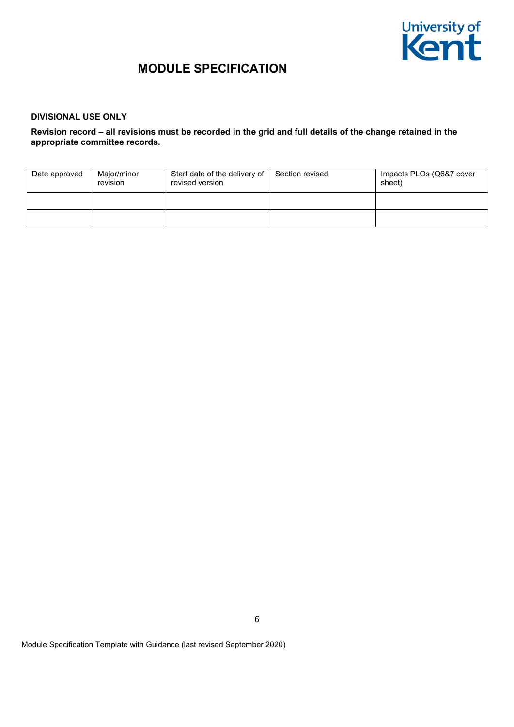# MODULE SPECIFICATION

**DIVISIONAL USE ONLY**

**Revision record – all revisions must be recorded in the grid and full details of the change retained in the appropriate committee records.**

| Date approved | Major/minor revision | Start date of the delivery of revised version | Section revised | Impacts PLOs (Q6&7 cover sheet) |
|---|---|---|---|---|
| | | | | |
| | | | | |